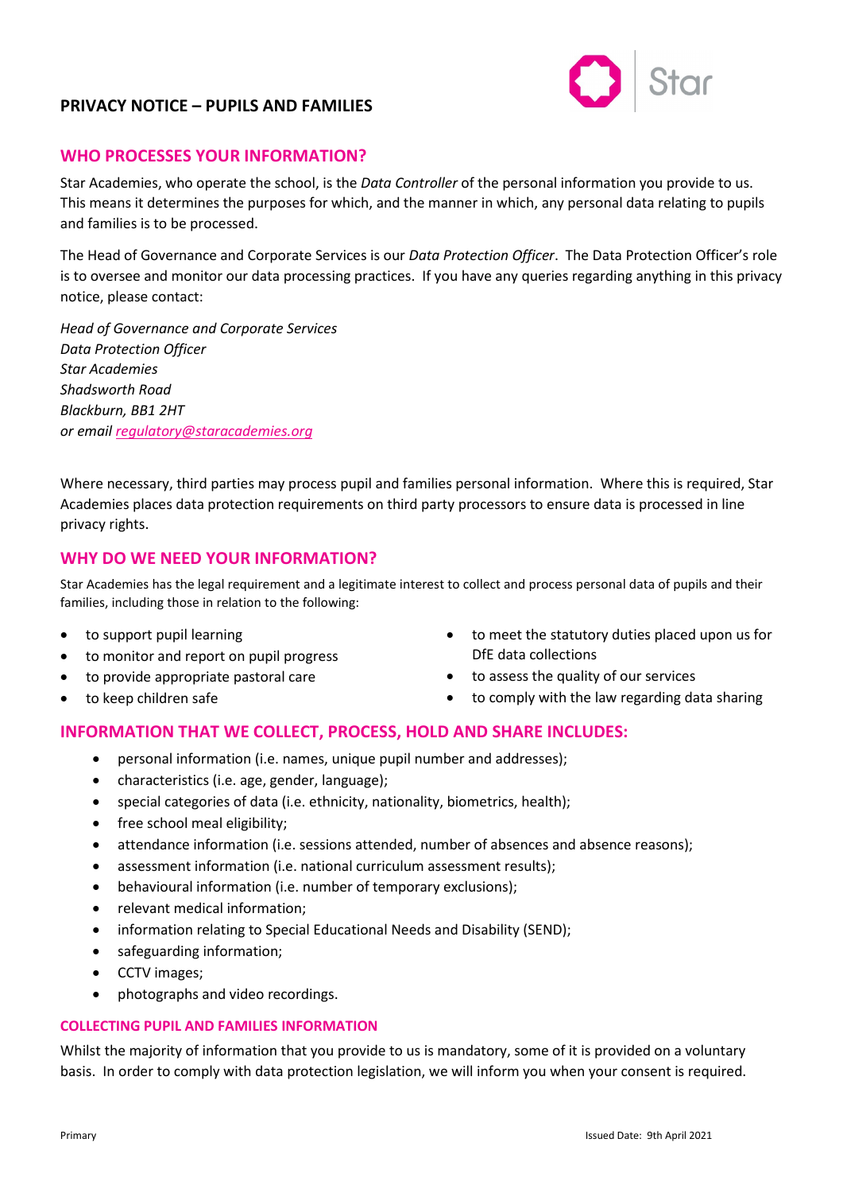# PRIVACY NOTICE – PUPILS AND FAMILIES

## WHO PROCESSES YOUR INFORMATION?

Star Academies, who operate the school, is the *Data Controller* of the personal information you provide to us. This means it determines the purposes for which, and the manner in which, any personal data relating to pupils and families is to be processed.

The Head of Governance and Corporate Services is our *Data Protection Officer*. The Data Protection Officer's role is to oversee and monitor our data processing practices. If you have any queries regarding anything in this privacy notice, please contact:

*Head of Governance and Corporate Services*
*Data Protection Officer*
*Star Academies*
*Shadsworth Road*
*Blackburn, BB1 2HT*
*or email regulatory@staracademies.org*

Where necessary, third parties may process pupil and families personal information. Where this is required, Star Academies places data protection requirements on third party processors to ensure data is processed in line privacy rights.

## WHY DO WE NEED YOUR INFORMATION?

Star Academies has the legal requirement and a legitimate interest to collect and process personal data of pupils and their families, including those in relation to the following:

- to support pupil learning
- to monitor and report on pupil progress
- to provide appropriate pastoral care
- to keep children safe
- to meet the statutory duties placed upon us for DfE data collections
- to assess the quality of our services
- to comply with the law regarding data sharing

## INFORMATION THAT WE COLLECT, PROCESS, HOLD AND SHARE INCLUDES:

- personal information (i.e. names, unique pupil number and addresses);
- characteristics (i.e. age, gender, language);
- special categories of data (i.e. ethnicity, nationality, biometrics, health);
- free school meal eligibility;
- attendance information (i.e. sessions attended, number of absences and absence reasons);
- assessment information (i.e. national curriculum assessment results);
- behavioural information (i.e. number of temporary exclusions);
- relevant medical information;
- information relating to Special Educational Needs and Disability (SEND);
- safeguarding information;
- CCTV images;
- photographs and video recordings.

### COLLECTING PUPIL AND FAMILIES INFORMATION

Whilst the majority of information that you provide to us is mandatory, some of it is provided on a voluntary basis. In order to comply with data protection legislation, we will inform you when your consent is required.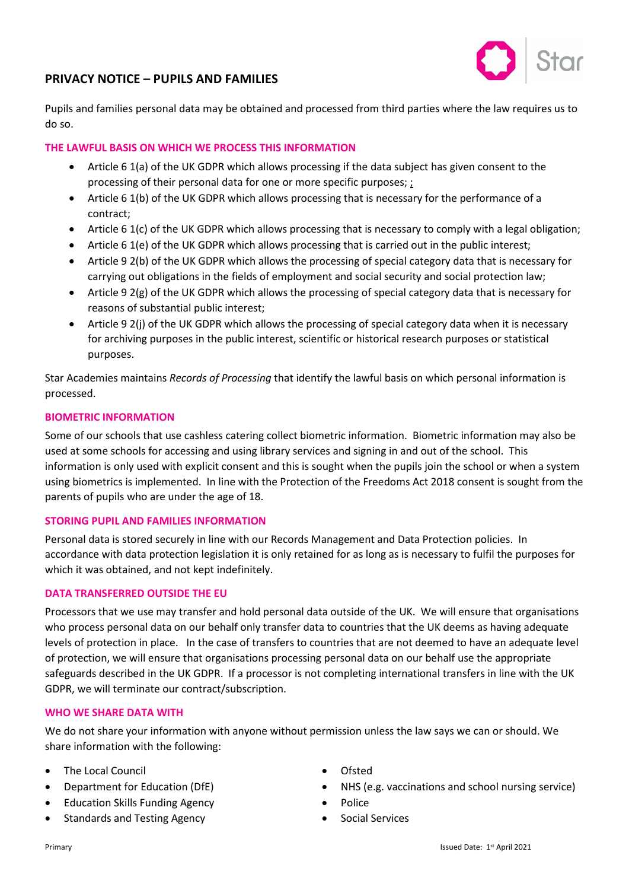## PRIVACY NOTICE – PUPILS AND FAMILIES

Pupils and families personal data may be obtained and processed from third parties where the law requires us to do so.

### THE LAWFUL BASIS ON WHICH WE PROCESS THIS INFORMATION

- Article 6 1(a) of the UK GDPR which allows processing if the data subject has given consent to the processing of their personal data for one or more specific purposes; ;
- Article 6 1(b) of the UK GDPR which allows processing that is necessary for the performance of a contract;
- Article 6 1(c) of the UK GDPR which allows processing that is necessary to comply with a legal obligation;
- Article 6 1(e) of the UK GDPR which allows processing that is carried out in the public interest;
- Article 9 2(b) of the UK GDPR which allows the processing of special category data that is necessary for carrying out obligations in the fields of employment and social security and social protection law;
- Article 9 2(g) of the UK GDPR which allows the processing of special category data that is necessary for reasons of substantial public interest;
- Article 9 2(j) of the UK GDPR which allows the processing of special category data when it is necessary for archiving purposes in the public interest, scientific or historical research purposes or statistical purposes.

Star Academies maintains *Records of Processing* that identify the lawful basis on which personal information is processed.

### BIOMETRIC INFORMATION

Some of our schools that use cashless catering collect biometric information. Biometric information may also be used at some schools for accessing and using library services and signing in and out of the school. This information is only used with explicit consent and this is sought when the pupils join the school or when a system using biometrics is implemented. In line with the Protection of the Freedoms Act 2018 consent is sought from the parents of pupils who are under the age of 18.

### STORING PUPIL AND FAMILIES INFORMATION

Personal data is stored securely in line with our Records Management and Data Protection policies. In accordance with data protection legislation it is only retained for as long as is necessary to fulfil the purposes for which it was obtained, and not kept indefinitely.

### DATA TRANSFERRED OUTSIDE THE EU

Processors that we use may transfer and hold personal data outside of the UK. We will ensure that organisations who process personal data on our behalf only transfer data to countries that the UK deems as having adequate levels of protection in place. In the case of transfers to countries that are not deemed to have an adequate level of protection, we will ensure that organisations processing personal data on our behalf use the appropriate safeguards described in the UK GDPR. If a processor is not completing international transfers in line with the UK GDPR, we will terminate our contract/subscription.

### WHO WE SHARE DATA WITH

We do not share your information with anyone without permission unless the law says we can or should. We share information with the following:

- The Local Council
- Department for Education (DfE)
- Education Skills Funding Agency
- Standards and Testing Agency
- Ofsted
- NHS (e.g. vaccinations and school nursing service)
- Police
- Social Services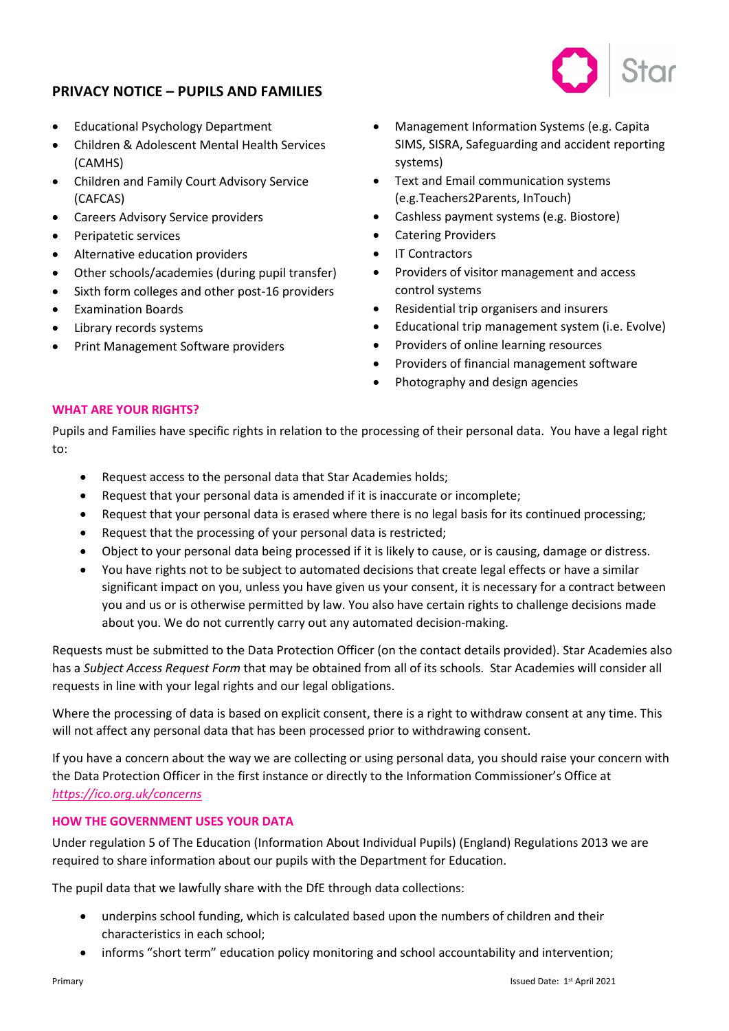- Educational Psychology Department
- Children & Adolescent Mental Health Services (CAMHS)
- Children and Family Court Advisory Service (CAFCAS)
- Careers Advisory Service providers
- Peripatetic services
- Alternative education providers
- Other schools/academies (during pupil transfer)
- Sixth form colleges and other post-16 providers
- Examination Boards
- Library records systems
- Print Management Software providers
- Management Information Systems (e.g. Capita SIMS, SISRA, Safeguarding and accident reporting systems)
- Text and Email communication systems (e.g.Teachers2Parents, InTouch)
- Cashless payment systems (e.g. Biostore)
- Catering Providers
- IT Contractors
- Providers of visitor management and access control systems
- Residential trip organisers and insurers
- Educational trip management system (i.e. Evolve)
- Providers of online learning resources
- Providers of financial management software
- Photography and design agencies

## WHAT ARE YOUR RIGHTS?

Pupils and Families have specific rights in relation to the processing of their personal data. You have a legal right to:

- Request access to the personal data that Star Academies holds;
- Request that your personal data is amended if it is inaccurate or incomplete;
- Request that your personal data is erased where there is no legal basis for its continued processing;
- Request that the processing of your personal data is restricted;
- Object to your personal data being processed if it is likely to cause, or is causing, damage or distress.
- You have rights not to be subject to automated decisions that create legal effects or have a similar significant impact on you, unless you have given us your consent, it is necessary for a contract between you and us or is otherwise permitted by law. You also have certain rights to challenge decisions made about you. We do not currently carry out any automated decision-making.

Requests must be submitted to the Data Protection Officer (on the contact details provided). Star Academies also has a *Subject Access Request Form* that may be obtained from all of its schools. Star Academies will consider all requests in line with your legal rights and our legal obligations.

Where the processing of data is based on explicit consent, there is a right to withdraw consent at any time. This will not affect any personal data that has been processed prior to withdrawing consent.

If you have a concern about the way we are collecting or using personal data, you should raise your concern with the Data Protection Officer in the first instance or directly to the Information Commissioner's Office at *https://ico.org.uk/concerns*

## HOW THE GOVERNMENT USES YOUR DATA

Under regulation 5 of The Education (Information About Individual Pupils) (England) Regulations 2013 we are required to share information about our pupils with the Department for Education.

The pupil data that we lawfully share with the DfE through data collections:

- underpins school funding, which is calculated based upon the numbers of children and their characteristics in each school;
- informs "short term" education policy monitoring and school accountability and intervention;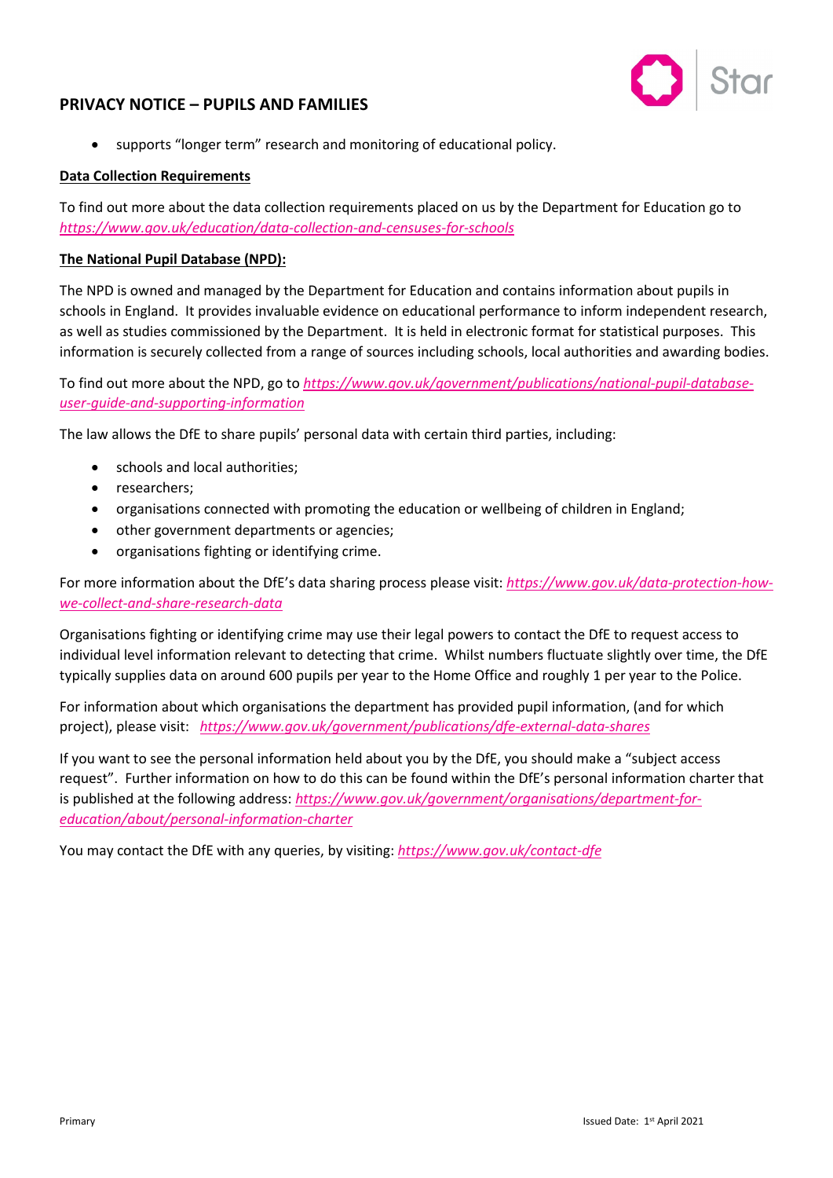- supports “longer term” research and monitoring of educational policy.

**Data Collection Requirements**

To find out more about the data collection requirements placed on us by the Department for Education go to *https://www.gov.uk/education/data-collection-and-censuses-for-schools*

**The National Pupil Database (NPD):**

The NPD is owned and managed by the Department for Education and contains information about pupils in schools in England. It provides invaluable evidence on educational performance to inform independent research, as well as studies commissioned by the Department. It is held in electronic format for statistical purposes. This information is securely collected from a range of sources including schools, local authorities and awarding bodies.

To find out more about the NPD, go to *https://www.gov.uk/government/publications/national-pupil-database-user-guide-and-supporting-information*

The law allows the DfE to share pupils’ personal data with certain third parties, including:

- schools and local authorities;
- researchers;
- organisations connected with promoting the education or wellbeing of children in England;
- other government departments or agencies;
- organisations fighting or identifying crime.

For more information about the DfE’s data sharing process please visit: *https://www.gov.uk/data-protection-how-we-collect-and-share-research-data*

Organisations fighting or identifying crime may use their legal powers to contact the DfE to request access to individual level information relevant to detecting that crime. Whilst numbers fluctuate slightly over time, the DfE typically supplies data on around 600 pupils per year to the Home Office and roughly 1 per year to the Police.

For information about which organisations the department has provided pupil information, (and for which project), please visit: *https://www.gov.uk/government/publications/dfe-external-data-shares*

If you want to see the personal information held about you by the DfE, you should make a “subject access request”. Further information on how to do this can be found within the DfE’s personal information charter that is published at the following address: *https://www.gov.uk/government/organisations/department-for-education/about/personal-information-charter*

You may contact the DfE with any queries, by visiting: *https://www.gov.uk/contact-dfe*